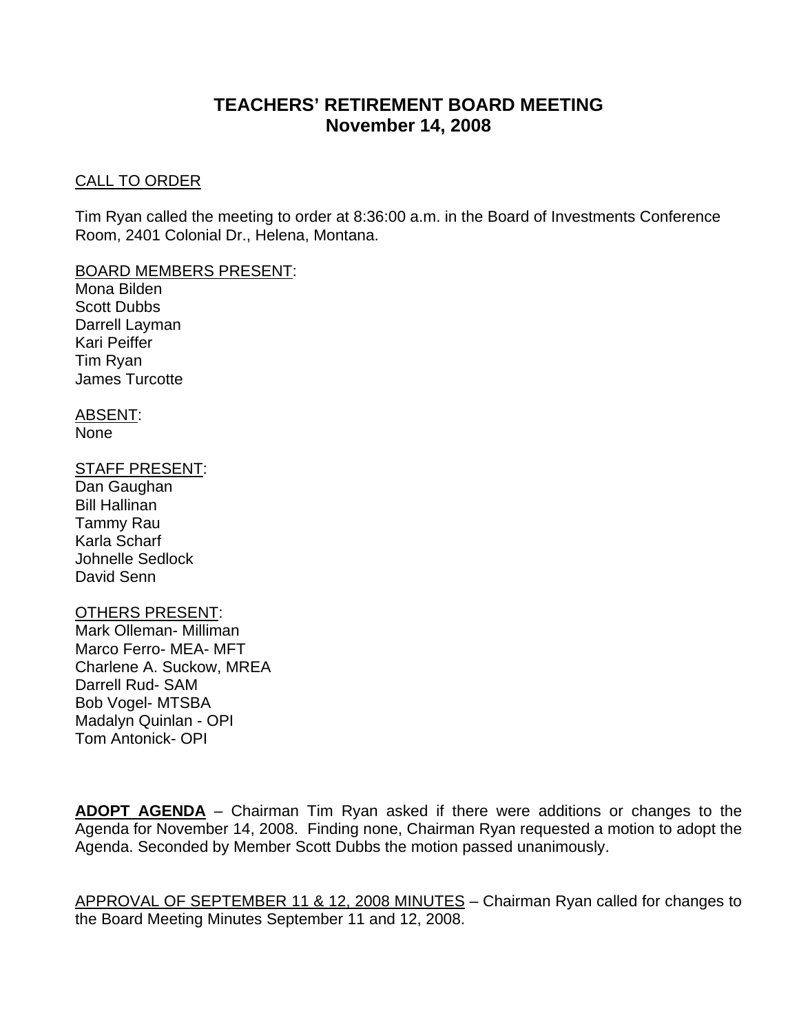# TEACHERS' RETIREMENT BOARD MEETING
# November 14, 2008

<u>CALL TO ORDER</u>

Tim Ryan called the meeting to order at 8:36:00 a.m. in the Board of Investments Conference Room, 2401 Colonial Dr., Helena, Montana.

<u>BOARD MEMBERS PRESENT</u>:
Mona Bilden
Scott Dubbs
Darrell Layman
Kari Peiffer
Tim Ryan
James Turcotte

<u>ABSENT</u>:
None

<u>STAFF PRESENT</u>:
Dan Gaughan
Bill Hallinan
Tammy Rau
Karla Scharf
Johnelle Sedlock
David Senn

<u>OTHERS PRESENT</u>:
Mark Olleman- Milliman
Marco Ferro- MEA- MFT
Charlene A. Suckow, MREA
Darrell Rud- SAM
Bob Vogel- MTSBA
Madalyn Quinlan - OPI
Tom Antonick- OPI

**<u>ADOPT AGENDA</u>** – Chairman Tim Ryan asked if there were additions or changes to the Agenda for November 14, 2008. Finding none, Chairman Ryan requested a motion to adopt the Agenda. Seconded by Member Scott Dubbs the motion passed unanimously.

<u>APPROVAL OF SEPTEMBER 11 & 12, 2008 MINUTES</u> – Chairman Ryan called for changes to the Board Meeting Minutes September 11 and 12, 2008.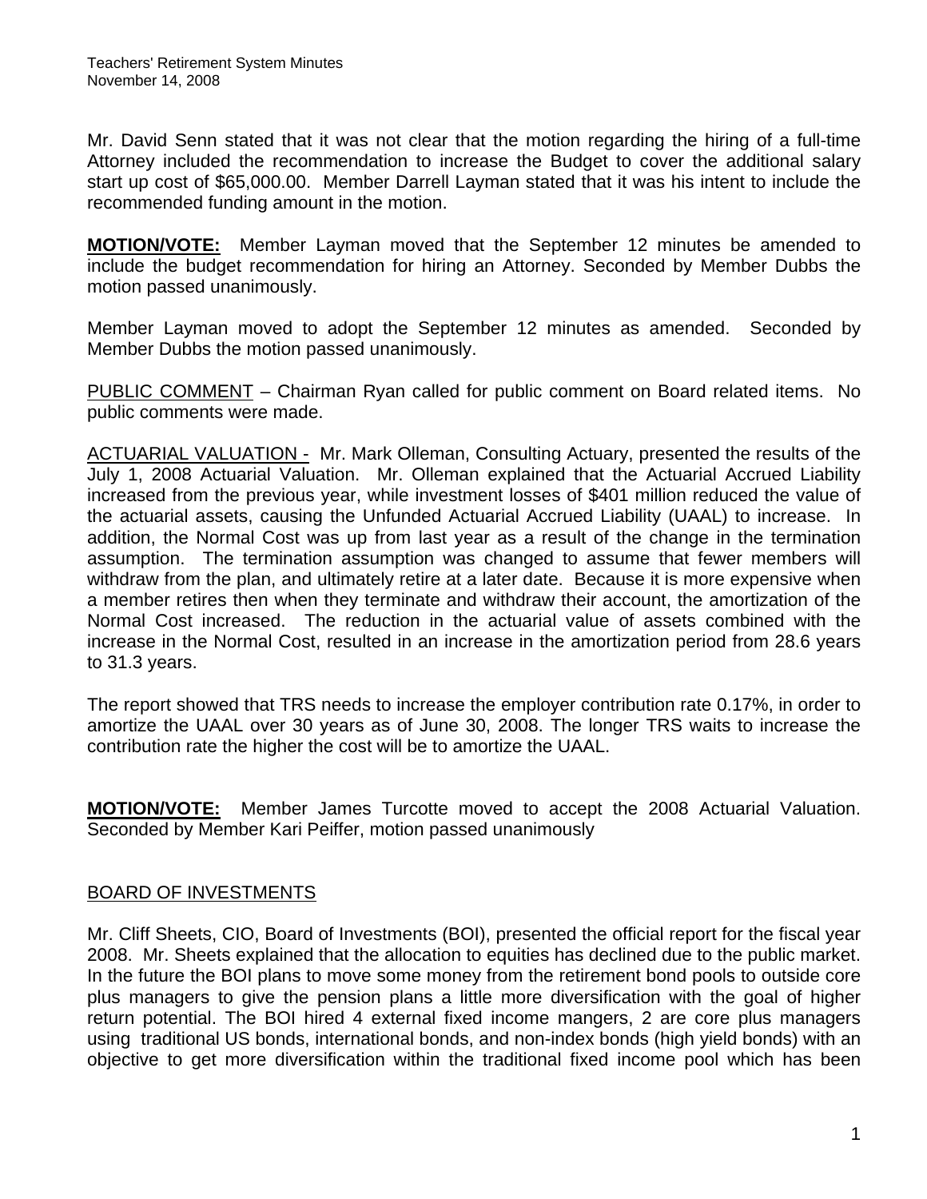Mr. David Senn stated that it was not clear that the motion regarding the hiring of a full-time Attorney included the recommendation to increase the Budget to cover the additional salary start up cost of $65,000.00. Member Darrell Layman stated that it was his intent to include the recommended funding amount in the motion.

**MOTION/VOTE:** Member Layman moved that the September 12 minutes be amended to include the budget recommendation for hiring an Attorney. Seconded by Member Dubbs the motion passed unanimously.

Member Layman moved to adopt the September 12 minutes as amended. Seconded by Member Dubbs the motion passed unanimously.

PUBLIC COMMENT – Chairman Ryan called for public comment on Board related items. No public comments were made.

ACTUARIAL VALUATION - Mr. Mark Olleman, Consulting Actuary, presented the results of the July 1, 2008 Actuarial Valuation. Mr. Olleman explained that the Actuarial Accrued Liability increased from the previous year, while investment losses of $401 million reduced the value of the actuarial assets, causing the Unfunded Actuarial Accrued Liability (UAAL) to increase. In addition, the Normal Cost was up from last year as a result of the change in the termination assumption. The termination assumption was changed to assume that fewer members will withdraw from the plan, and ultimately retire at a later date. Because it is more expensive when a member retires then when they terminate and withdraw their account, the amortization of the Normal Cost increased. The reduction in the actuarial value of assets combined with the increase in the Normal Cost, resulted in an increase in the amortization period from 28.6 years to 31.3 years.

The report showed that TRS needs to increase the employer contribution rate 0.17%, in order to amortize the UAAL over 30 years as of June 30, 2008. The longer TRS waits to increase the contribution rate the higher the cost will be to amortize the UAAL.

**MOTION/VOTE:** Member James Turcotte moved to accept the 2008 Actuarial Valuation. Seconded by Member Kari Peiffer, motion passed unanimously

BOARD OF INVESTMENTS

Mr. Cliff Sheets, CIO, Board of Investments (BOI), presented the official report for the fiscal year 2008. Mr. Sheets explained that the allocation to equities has declined due to the public market. In the future the BOI plans to move some money from the retirement bond pools to outside core plus managers to give the pension plans a little more diversification with the goal of higher return potential. The BOI hired 4 external fixed income mangers, 2 are core plus managers using traditional US bonds, international bonds, and non-index bonds (high yield bonds) with an objective to get more diversification within the traditional fixed income pool which has been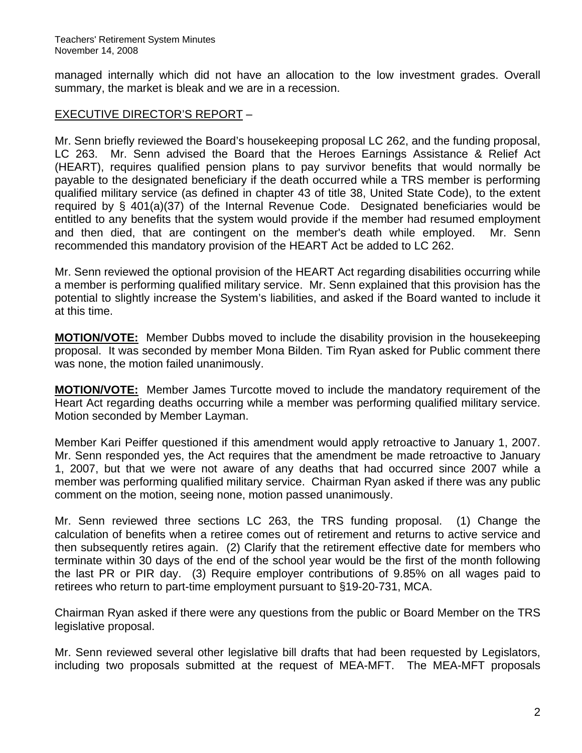managed internally which did not have an allocation to the low investment grades. Overall summary, the market is bleak and we are in a recession.

EXECUTIVE DIRECTOR'S REPORT –

Mr. Senn briefly reviewed the Board's housekeeping proposal LC 262, and the funding proposal, LC 263. Mr. Senn advised the Board that the Heroes Earnings Assistance & Relief Act (HEART), requires qualified pension plans to pay survivor benefits that would normally be payable to the designated beneficiary if the death occurred while a TRS member is performing qualified military service (as defined in chapter 43 of title 38, United State Code), to the extent required by § 401(a)(37) of the Internal Revenue Code. Designated beneficiaries would be entitled to any benefits that the system would provide if the member had resumed employment and then died, that are contingent on the member's death while employed. Mr. Senn recommended this mandatory provision of the HEART Act be added to LC 262.

Mr. Senn reviewed the optional provision of the HEART Act regarding disabilities occurring while a member is performing qualified military service. Mr. Senn explained that this provision has the potential to slightly increase the System's liabilities, and asked if the Board wanted to include it at this time.

**MOTION/VOTE:** Member Dubbs moved to include the disability provision in the housekeeping proposal. It was seconded by member Mona Bilden. Tim Ryan asked for Public comment there was none, the motion failed unanimously.

**MOTION/VOTE:** Member James Turcotte moved to include the mandatory requirement of the Heart Act regarding deaths occurring while a member was performing qualified military service. Motion seconded by Member Layman.

Member Kari Peiffer questioned if this amendment would apply retroactive to January 1, 2007. Mr. Senn responded yes, the Act requires that the amendment be made retroactive to January 1, 2007, but that we were not aware of any deaths that had occurred since 2007 while a member was performing qualified military service. Chairman Ryan asked if there was any public comment on the motion, seeing none, motion passed unanimously.

Mr. Senn reviewed three sections LC 263, the TRS funding proposal. (1) Change the calculation of benefits when a retiree comes out of retirement and returns to active service and then subsequently retires again. (2) Clarify that the retirement effective date for members who terminate within 30 days of the end of the school year would be the first of the month following the last PR or PIR day. (3) Require employer contributions of 9.85% on all wages paid to retirees who return to part-time employment pursuant to §19-20-731, MCA.

Chairman Ryan asked if there were any questions from the public or Board Member on the TRS legislative proposal.

Mr. Senn reviewed several other legislative bill drafts that had been requested by Legislators, including two proposals submitted at the request of MEA-MFT. The MEA-MFT proposals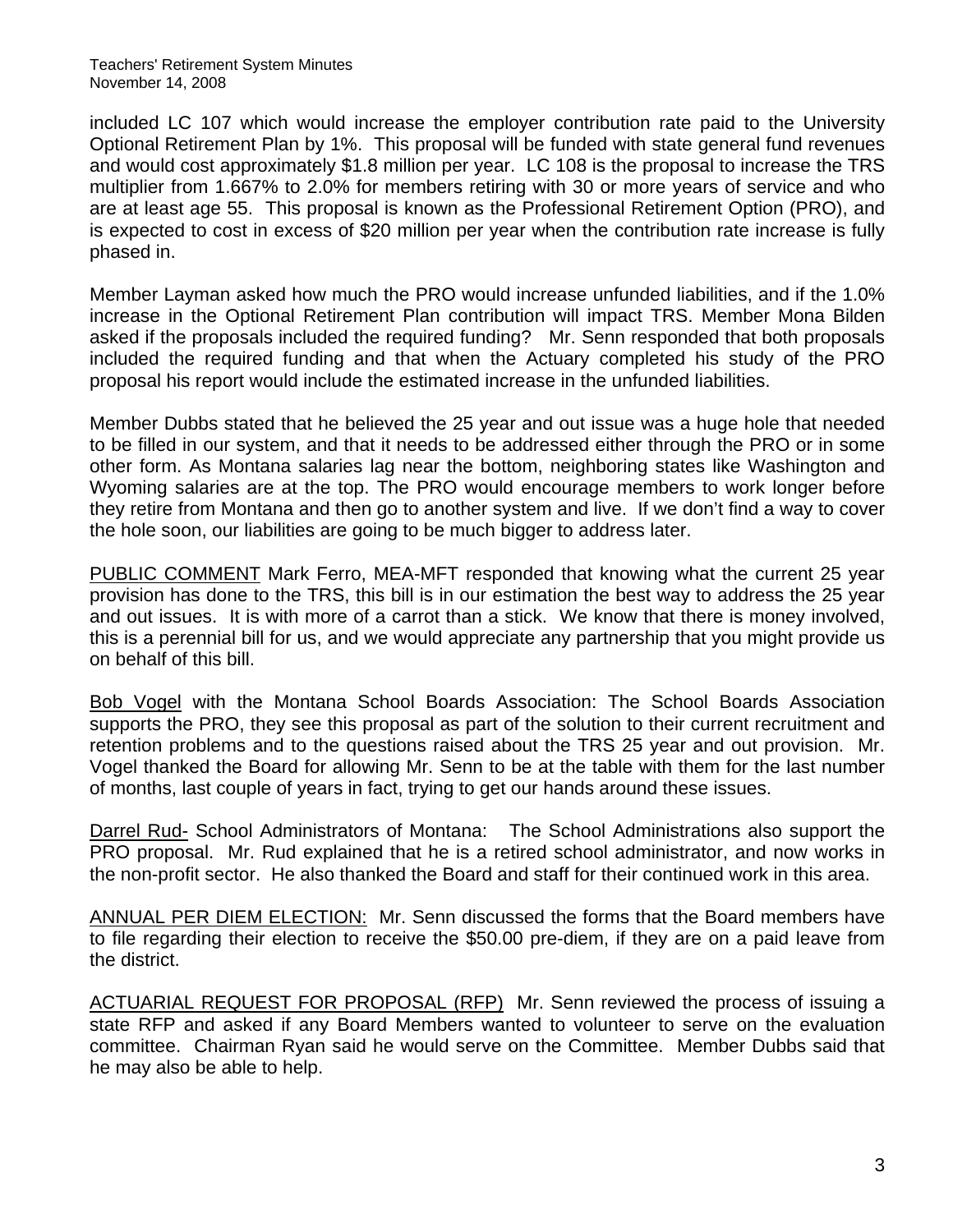included LC 107 which would increase the employer contribution rate paid to the University Optional Retirement Plan by 1%. This proposal will be funded with state general fund revenues and would cost approximately $1.8 million per year. LC 108 is the proposal to increase the TRS multiplier from 1.667% to 2.0% for members retiring with 30 or more years of service and who are at least age 55. This proposal is known as the Professional Retirement Option (PRO), and is expected to cost in excess of $20 million per year when the contribution rate increase is fully phased in.

Member Layman asked how much the PRO would increase unfunded liabilities, and if the 1.0% increase in the Optional Retirement Plan contribution will impact TRS. Member Mona Bilden asked if the proposals included the required funding? Mr. Senn responded that both proposals included the required funding and that when the Actuary completed his study of the PRO proposal his report would include the estimated increase in the unfunded liabilities.

Member Dubbs stated that he believed the 25 year and out issue was a huge hole that needed to be filled in our system, and that it needs to be addressed either through the PRO or in some other form. As Montana salaries lag near the bottom, neighboring states like Washington and Wyoming salaries are at the top. The PRO would encourage members to work longer before they retire from Montana and then go to another system and live. If we don't find a way to cover the hole soon, our liabilities are going to be much bigger to address later.

<u>PUBLIC COMMENT</u> Mark Ferro, MEA-MFT responded that knowing what the current 25 year provision has done to the TRS, this bill is in our estimation the best way to address the 25 year and out issues. It is with more of a carrot than a stick. We know that there is money involved, this is a perennial bill for us, and we would appreciate any partnership that you might provide us on behalf of this bill.

<u>Bob Vogel</u> with the Montana School Boards Association: The School Boards Association supports the PRO, they see this proposal as part of the solution to their current recruitment and retention problems and to the questions raised about the TRS 25 year and out provision. Mr. Vogel thanked the Board for allowing Mr. Senn to be at the table with them for the last number of months, last couple of years in fact, trying to get our hands around these issues.

<u>Darrel Rud-</u> School Administrators of Montana: The School Administrations also support the PRO proposal. Mr. Rud explained that he is a retired school administrator, and now works in the non-profit sector. He also thanked the Board and staff for their continued work in this area.

<u>ANNUAL PER DIEM ELECTION:</u> Mr. Senn discussed the forms that the Board members have to file regarding their election to receive the $50.00 pre-diem, if they are on a paid leave from the district.

<u>ACTUARIAL REQUEST FOR PROPOSAL (RFP)</u> Mr. Senn reviewed the process of issuing a state RFP and asked if any Board Members wanted to volunteer to serve on the evaluation committee. Chairman Ryan said he would serve on the Committee. Member Dubbs said that he may also be able to help.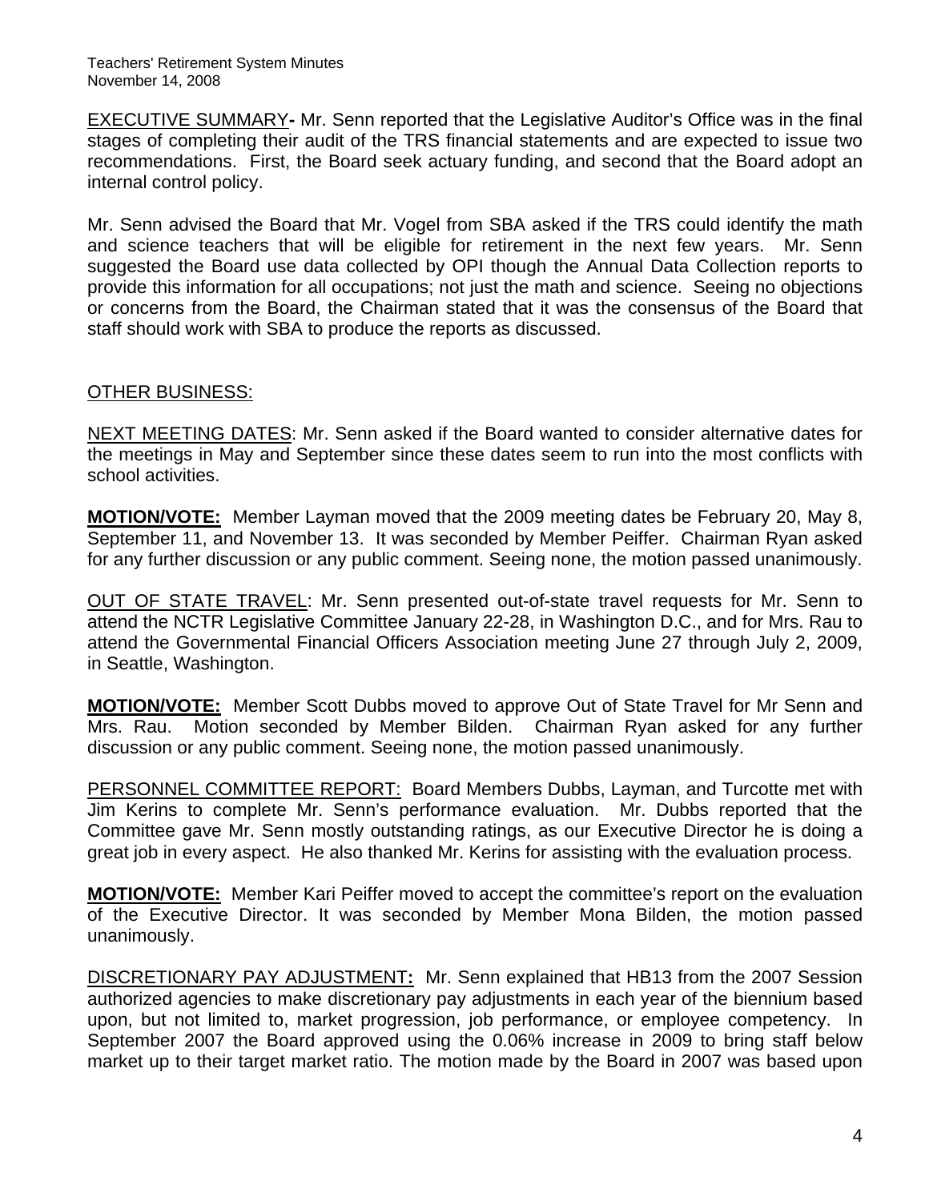EXECUTIVE SUMMARY- Mr. Senn reported that the Legislative Auditor's Office was in the final stages of completing their audit of the TRS financial statements and are expected to issue two recommendations. First, the Board seek actuary funding, and second that the Board adopt an internal control policy.

Mr. Senn advised the Board that Mr. Vogel from SBA asked if the TRS could identify the math and science teachers that will be eligible for retirement in the next few years. Mr. Senn suggested the Board use data collected by OPI though the Annual Data Collection reports to provide this information for all occupations; not just the math and science. Seeing no objections or concerns from the Board, the Chairman stated that it was the consensus of the Board that staff should work with SBA to produce the reports as discussed.

OTHER BUSINESS:

NEXT MEETING DATES: Mr. Senn asked if the Board wanted to consider alternative dates for the meetings in May and September since these dates seem to run into the most conflicts with school activities.

**MOTION/VOTE:** Member Layman moved that the 2009 meeting dates be February 20, May 8, September 11, and November 13. It was seconded by Member Peiffer. Chairman Ryan asked for any further discussion or any public comment. Seeing none, the motion passed unanimously.

OUT OF STATE TRAVEL: Mr. Senn presented out-of-state travel requests for Mr. Senn to attend the NCTR Legislative Committee January 22-28, in Washington D.C., and for Mrs. Rau to attend the Governmental Financial Officers Association meeting June 27 through July 2, 2009, in Seattle, Washington.

**MOTION/VOTE:** Member Scott Dubbs moved to approve Out of State Travel for Mr Senn and Mrs. Rau. Motion seconded by Member Bilden. Chairman Ryan asked for any further discussion or any public comment. Seeing none, the motion passed unanimously.

PERSONNEL COMMITTEE REPORT: Board Members Dubbs, Layman, and Turcotte met with Jim Kerins to complete Mr. Senn's performance evaluation. Mr. Dubbs reported that the Committee gave Mr. Senn mostly outstanding ratings, as our Executive Director he is doing a great job in every aspect. He also thanked Mr. Kerins for assisting with the evaluation process.

**MOTION/VOTE:** Member Kari Peiffer moved to accept the committee's report on the evaluation of the Executive Director. It was seconded by Member Mona Bilden, the motion passed unanimously.

DISCRETIONARY PAY ADJUSTMENT**:** Mr. Senn explained that HB13 from the 2007 Session authorized agencies to make discretionary pay adjustments in each year of the biennium based upon, but not limited to, market progression, job performance, or employee competency. In September 2007 the Board approved using the 0.06% increase in 2009 to bring staff below market up to their target market ratio. The motion made by the Board in 2007 was based upon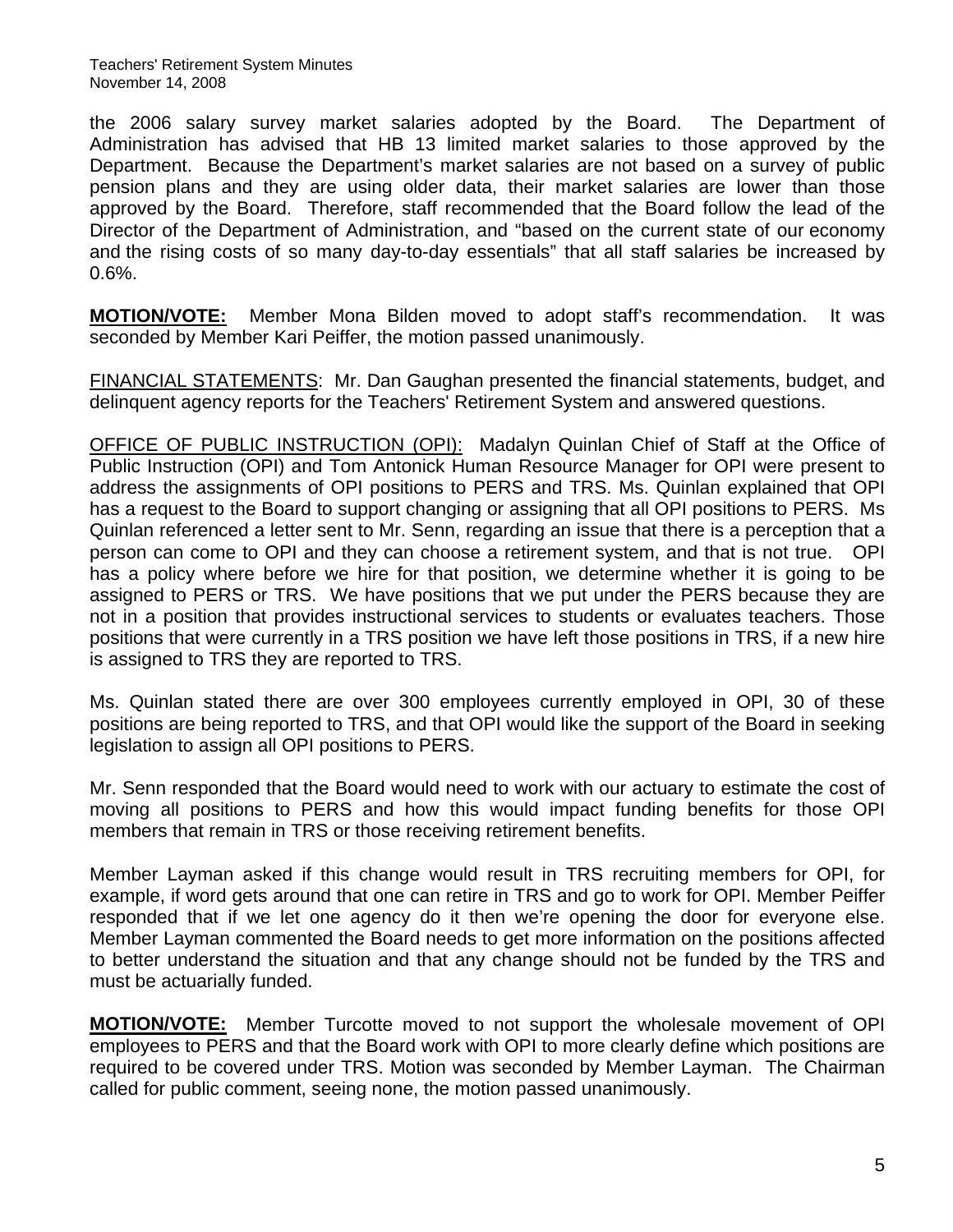the 2006 salary survey market salaries adopted by the Board. The Department of Administration has advised that HB 13 limited market salaries to those approved by the Department. Because the Department's market salaries are not based on a survey of public pension plans and they are using older data, their market salaries are lower than those approved by the Board. Therefore, staff recommended that the Board follow the lead of the Director of the Department of Administration, and "based on the current state of our economy and the rising costs of so many day-to-day essentials" that all staff salaries be increased by 0.6%.

**MOTION/VOTE:** Member Mona Bilden moved to adopt staff's recommendation. It was seconded by Member Kari Peiffer, the motion passed unanimously.

FINANCIAL STATEMENTS: Mr. Dan Gaughan presented the financial statements, budget, and delinquent agency reports for the Teachers' Retirement System and answered questions.

OFFICE OF PUBLIC INSTRUCTION (OPI): Madalyn Quinlan Chief of Staff at the Office of Public Instruction (OPI) and Tom Antonick Human Resource Manager for OPI were present to address the assignments of OPI positions to PERS and TRS. Ms. Quinlan explained that OPI has a request to the Board to support changing or assigning that all OPI positions to PERS. Ms Quinlan referenced a letter sent to Mr. Senn, regarding an issue that there is a perception that a person can come to OPI and they can choose a retirement system, and that is not true. OPI has a policy where before we hire for that position, we determine whether it is going to be assigned to PERS or TRS. We have positions that we put under the PERS because they are not in a position that provides instructional services to students or evaluates teachers. Those positions that were currently in a TRS position we have left those positions in TRS, if a new hire is assigned to TRS they are reported to TRS.

Ms. Quinlan stated there are over 300 employees currently employed in OPI, 30 of these positions are being reported to TRS, and that OPI would like the support of the Board in seeking legislation to assign all OPI positions to PERS.

Mr. Senn responded that the Board would need to work with our actuary to estimate the cost of moving all positions to PERS and how this would impact funding benefits for those OPI members that remain in TRS or those receiving retirement benefits.

Member Layman asked if this change would result in TRS recruiting members for OPI, for example, if word gets around that one can retire in TRS and go to work for OPI. Member Peiffer responded that if we let one agency do it then we're opening the door for everyone else. Member Layman commented the Board needs to get more information on the positions affected to better understand the situation and that any change should not be funded by the TRS and must be actuarially funded.

**MOTION/VOTE:** Member Turcotte moved to not support the wholesale movement of OPI employees to PERS and that the Board work with OPI to more clearly define which positions are required to be covered under TRS. Motion was seconded by Member Layman. The Chairman called for public comment, seeing none, the motion passed unanimously.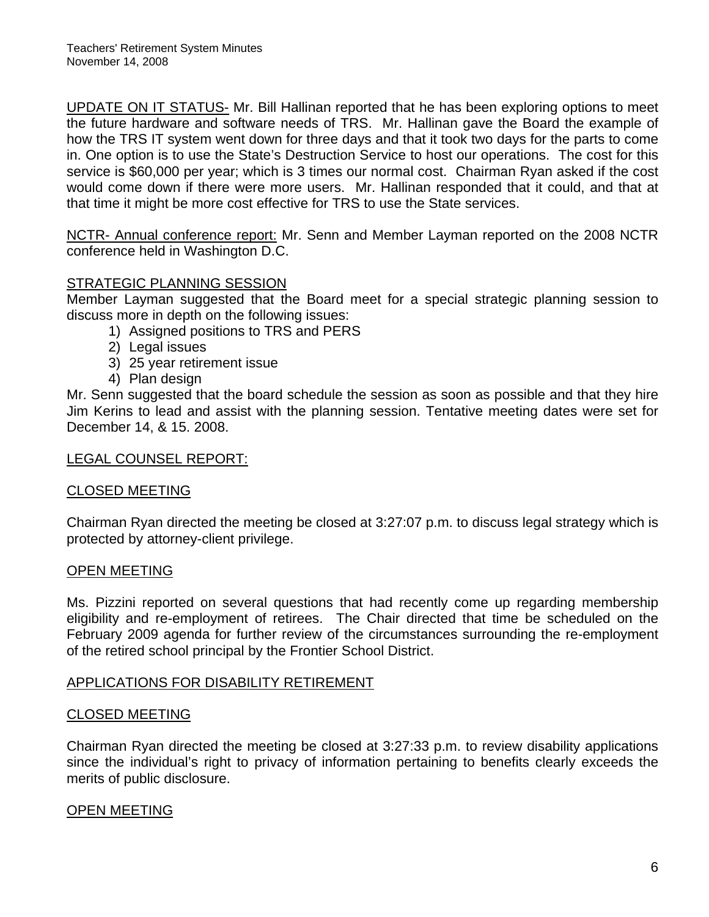UPDATE ON IT STATUS- Mr. Bill Hallinan reported that he has been exploring options to meet the future hardware and software needs of TRS. Mr. Hallinan gave the Board the example of how the TRS IT system went down for three days and that it took two days for the parts to come in. One option is to use the State's Destruction Service to host our operations. The cost for this service is $60,000 per year; which is 3 times our normal cost. Chairman Ryan asked if the cost would come down if there were more users. Mr. Hallinan responded that it could, and that at that time it might be more cost effective for TRS to use the State services.

NCTR- Annual conference report: Mr. Senn and Member Layman reported on the 2008 NCTR conference held in Washington D.C.

STRATEGIC PLANNING SESSION

Member Layman suggested that the Board meet for a special strategic planning session to discuss more in depth on the following issues:

1) Assigned positions to TRS and PERS
2) Legal issues
3) 25 year retirement issue
4) Plan design

Mr. Senn suggested that the board schedule the session as soon as possible and that they hire Jim Kerins to lead and assist with the planning session. Tentative meeting dates were set for December 14, & 15. 2008.

LEGAL COUNSEL REPORT:

CLOSED MEETING

Chairman Ryan directed the meeting be closed at 3:27:07 p.m. to discuss legal strategy which is protected by attorney-client privilege.

OPEN MEETING

Ms. Pizzini reported on several questions that had recently come up regarding membership eligibility and re-employment of retirees. The Chair directed that time be scheduled on the February 2009 agenda for further review of the circumstances surrounding the re-employment of the retired school principal by the Frontier School District.

APPLICATIONS FOR DISABILITY RETIREMENT

CLOSED MEETING

Chairman Ryan directed the meeting be closed at 3:27:33 p.m. to review disability applications since the individual's right to privacy of information pertaining to benefits clearly exceeds the merits of public disclosure.

OPEN MEETING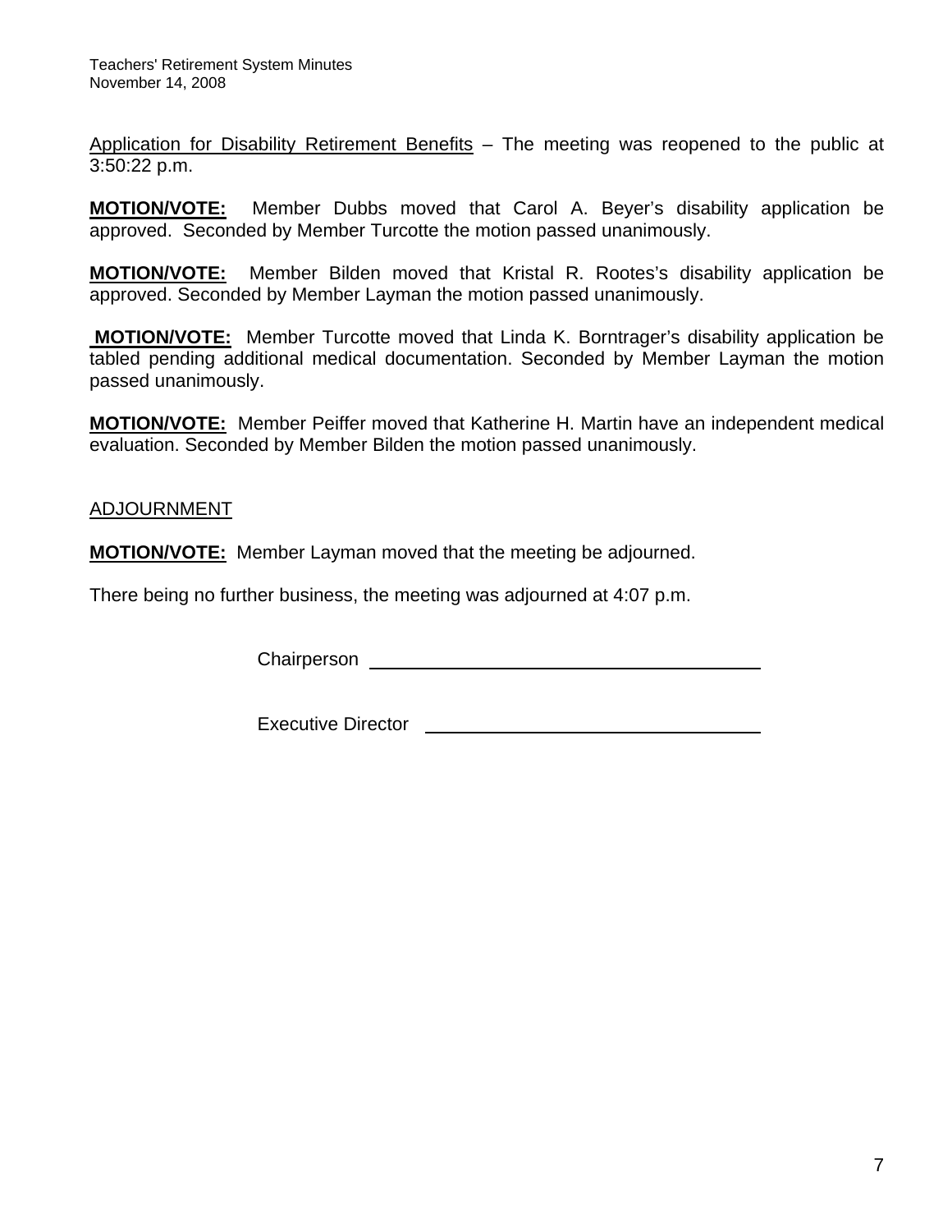Application for Disability Retirement Benefits – The meeting was reopened to the public at 3:50:22 p.m.

**MOTION/VOTE:** Member Dubbs moved that Carol A. Beyer's disability application be approved. Seconded by Member Turcotte the motion passed unanimously.

**MOTION/VOTE:** Member Bilden moved that Kristal R. Rootes's disability application be approved. Seconded by Member Layman the motion passed unanimously.

**MOTION/VOTE:** Member Turcotte moved that Linda K. Borntrager's disability application be tabled pending additional medical documentation. Seconded by Member Layman the motion passed unanimously.

**MOTION/VOTE:** Member Peiffer moved that Katherine H. Martin have an independent medical evaluation. Seconded by Member Bilden the motion passed unanimously.

ADJOURNMENT

**MOTION/VOTE:** Member Layman moved that the meeting be adjourned.

There being no further business, the meeting was adjourned at 4:07 p.m.

Chairperson ______________________________

Executive Director ______________________________